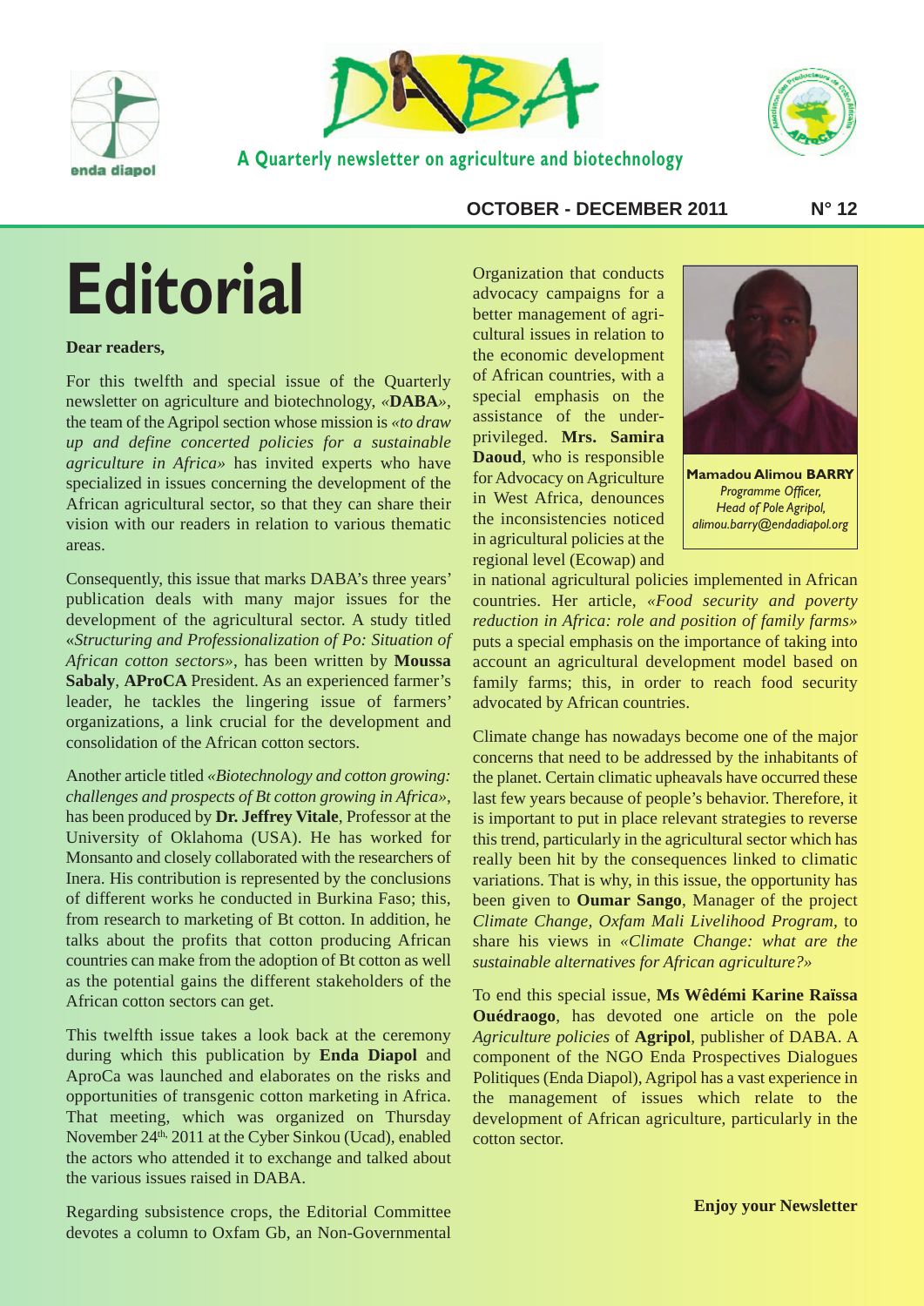# DABA

A Quarterly newsletter on agriculture and biotechnology

**OCTOBER - DECEMBER 2011** **N° 12**

# Editorial

**Dear readers,**

For this twelfth and special issue of the Quarterly newsletter on agriculture and biotechnology, «**DABA**», the team of the Agripol section whose mission is *«to draw up and define concerted policies for a sustainable agriculture in Africa»* has invited experts who have specialized in issues concerning the development of the African agricultural sector, so that they can share their vision with our readers in relation to various thematic areas.

Consequently, this issue that marks DABA's three years' publication deals with many major issues for the development of the agricultural sector. A study titled *«Structuring and Professionalization of Po: Situation of African cotton sectors»*, has been written by **Moussa Sabaly**, **AProCA** President. As an experienced farmer's leader, he tackles the lingering issue of farmers' organizations, a link crucial for the development and consolidation of the African cotton sectors.

Another article titled *«Biotechnology and cotton growing: challenges and prospects of Bt cotton growing in Africa»*, has been produced by **Dr. Jeffrey Vitale**, Professor at the University of Oklahoma (USA). He has worked for Monsanto and closely collaborated with the researchers of Inera. His contribution is represented by the conclusions of different works he conducted in Burkina Faso; this, from research to marketing of Bt cotton. In addition, he talks about the profits that cotton producing African countries can make from the adoption of Bt cotton as well as the potential gains the different stakeholders of the African cotton sectors can get.

This twelfth issue takes a look back at the ceremony during which this publication by **Enda Diapol** and AproCa was launched and elaborates on the risks and opportunities of transgenic cotton marketing in Africa. That meeting, which was organized on Thursday November 24th, 2011 at the Cyber Sinkou (Ucad), enabled the actors who attended it to exchange and talked about the various issues raised in DABA.

Regarding subsistence crops, the Editorial Committee devotes a column to Oxfam Gb, an Non-Governmental Organization that conducts advocacy campaigns for a better management of agricultural issues in relation to the economic development of African countries, with a special emphasis on the assistance of the underprivileged. **Mrs. Samira Daoud**, who is responsible for Advocacy on Agriculture in West Africa, denounces the inconsistencies noticed in agricultural policies at the regional level (Ecowap) and in national agricultural policies implemented in African countries. Her article, *«Food security and poverty reduction in Africa: role and position of family farms»* puts a special emphasis on the importance of taking into account an agricultural development model based on family farms; this, in order to reach food security advocated by African countries.

**Mamadou Alimou BARRY**
*Programme Officer,*
*Head of Pole Agripol,*
*alimou.barry@endadiapol.org*

Climate change has nowadays become one of the major concerns that need to be addressed by the inhabitants of the planet. Certain climatic upheavals have occurred these last few years because of people's behavior. Therefore, it is important to put in place relevant strategies to reverse this trend, particularly in the agricultural sector which has really been hit by the consequences linked to climatic variations. That is why, in this issue, the opportunity has been given to **Oumar Sango**, Manager of the project *Climate Change, Oxfam Mali Livelihood Program,* to share his views in *«Climate Change: what are the sustainable alternatives for African agriculture?»*

To end this special issue, **Ms Wêdémi Karine Raïssa Ouédraogo**, has devoted one article on the pole *Agriculture policies* of **Agripol**, publisher of DABA. A component of the NGO Enda Prospectives Dialogues Politiques (Enda Diapol), Agripol has a vast experience in the management of issues which relate to the development of African agriculture, particularly in the cotton sector.

**Enjoy your Newsletter**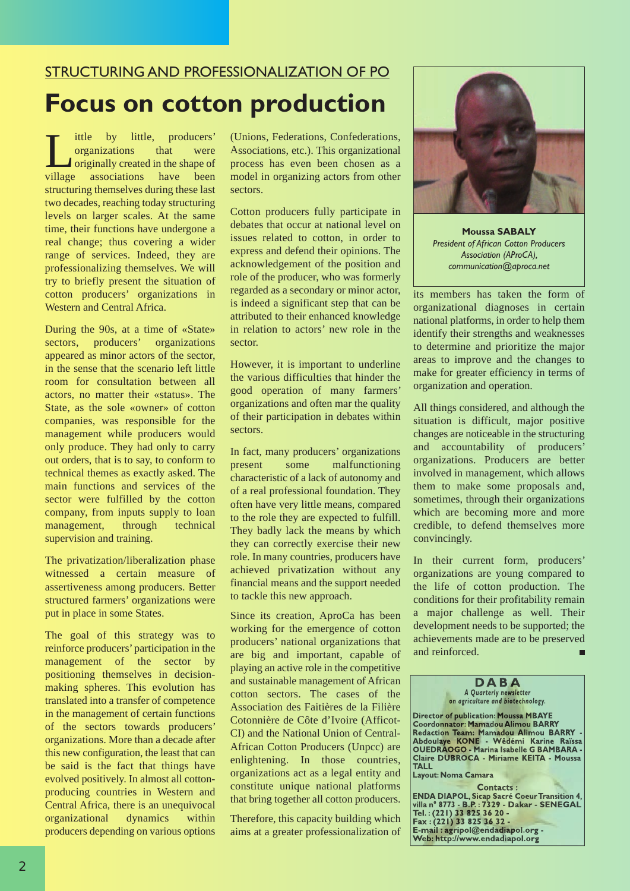STRUCTURING AND PROFESSIONALIZATION OF PO

# Focus on cotton production

Little by little, producers' organizations that were originally created in the shape of village associations have been structuring themselves during these last two decades, reaching today structuring levels on larger scales. At the same time, their functions have undergone a real change; thus covering a wider range of services. Indeed, they are professionalizing themselves. We will try to briefly present the situation of cotton producers' organizations in Western and Central Africa.

During the 90s, at a time of «State» sectors, producers' organizations appeared as minor actors of the sector, in the sense that the scenario left little room for consultation between all actors, no matter their «status». The State, as the sole «owner» of cotton companies, was responsible for the management while producers would only produce. They had only to carry out orders, that is to say, to conform to technical themes as exactly asked. The main functions and services of the sector were fulfilled by the cotton company, from inputs supply to loan management, through technical supervision and training.

The privatization/liberalization phase witnessed a certain measure of assertiveness among producers. Better structured farmers' organizations were put in place in some States.

The goal of this strategy was to reinforce producers' participation in the management of the sector by positioning themselves in decision-making spheres. This evolution has translated into a transfer of competence in the management of certain functions of the sectors towards producers' organizations. More than a decade after this new configuration, the least that can be said is the fact that things have evolved positively. In almost all cotton-producing countries in Western and Central Africa, there is an unequivocal organizational dynamics within producers depending on various options (Unions, Federations, Confederations, Associations, etc.). This organizational process has even been chosen as a model in organizing actors from other sectors.

Cotton producers fully participate in debates that occur at national level on issues related to cotton, in order to express and defend their opinions. The acknowledgement of the position and role of the producer, who was formerly regarded as a secondary or minor actor, is indeed a significant step that can be attributed to their enhanced knowledge in relation to actors' new role in the sector.

However, it is important to underline the various difficulties that hinder the good operation of many farmers' organizations and often mar the quality of their participation in debates within sectors.

In fact, many producers' organizations present some malfunctioning characteristic of a lack of autonomy and of a real professional foundation. They often have very little means, compared to the role they are expected to fulfill. They badly lack the means by which they can correctly exercise their new role. In many countries, producers have achieved privatization without any financial means and the support needed to tackle this new approach.

Since its creation, AproCa has been working for the emergence of cotton producers' national organizations that are big and important, capable of playing an active role in the competitive and sustainable management of African cotton sectors. The cases of the Association des Faitières de la Filière Cotonnière de Côte d'Ivoire (Afficot-CI) and the National Union of Central-African Cotton Producers (Unpcc) are enlightening. In those countries, organizations act as a legal entity and constitute unique national platforms that bring together all cotton producers.

Therefore, this capacity building which aims at a greater professionalization of its members has taken the form of organizational diagnoses in certain national platforms, in order to help them identify their strengths and weaknesses to determine and prioritize the major areas to improve and the changes to make for greater efficiency in terms of organization and operation.

All things considered, and although the situation is difficult, major positive changes are noticeable in the structuring and accountability of producers' organizations. Producers are better involved in management, which allows them to make some proposals and, sometimes, through their organizations which are becoming more and more credible, to defend themselves more convincingly.

In their current form, producers' organizations are young compared to the life of cotton production. The conditions for their profitability remain a major challenge as well. Their development needs to be supported; the achievements made are to be preserved and reinforced.

**Moussa SABALY**
*President of African Cotton Producers Association (AProCA), communication@aproca.net*

---

**DABA**
*A Quarterly newsletter on agriculture and biotechnology.*

**Director of publication: Moussa MBAYE**
**Coordonnator: Mamadou Alimou BARRY**
**Redaction Team: Mamadou Alimou BARRY - Abdoulaye KONE - Wêdémi Karine Raïssa OUEDRAOGO - Marina Isabelle G BAMBARA - Claire DUBROCA - Miriame KEITA - Moussa TALL**
**Layout: Noma Camara**

**Contacts :**
**ENDA DIAPOL, Sicap Sacré Coeur Transition 4, villa n° 8773 - B.P. : 7329 - Dakar - SENEGAL**
**Tel. : (221) 33 825 36 20 -**
**Fax : (221) 33 825 36 32 -**
**E-mail : agripol@endadiapol.org -**
**Web: http://www.endadiapol.org**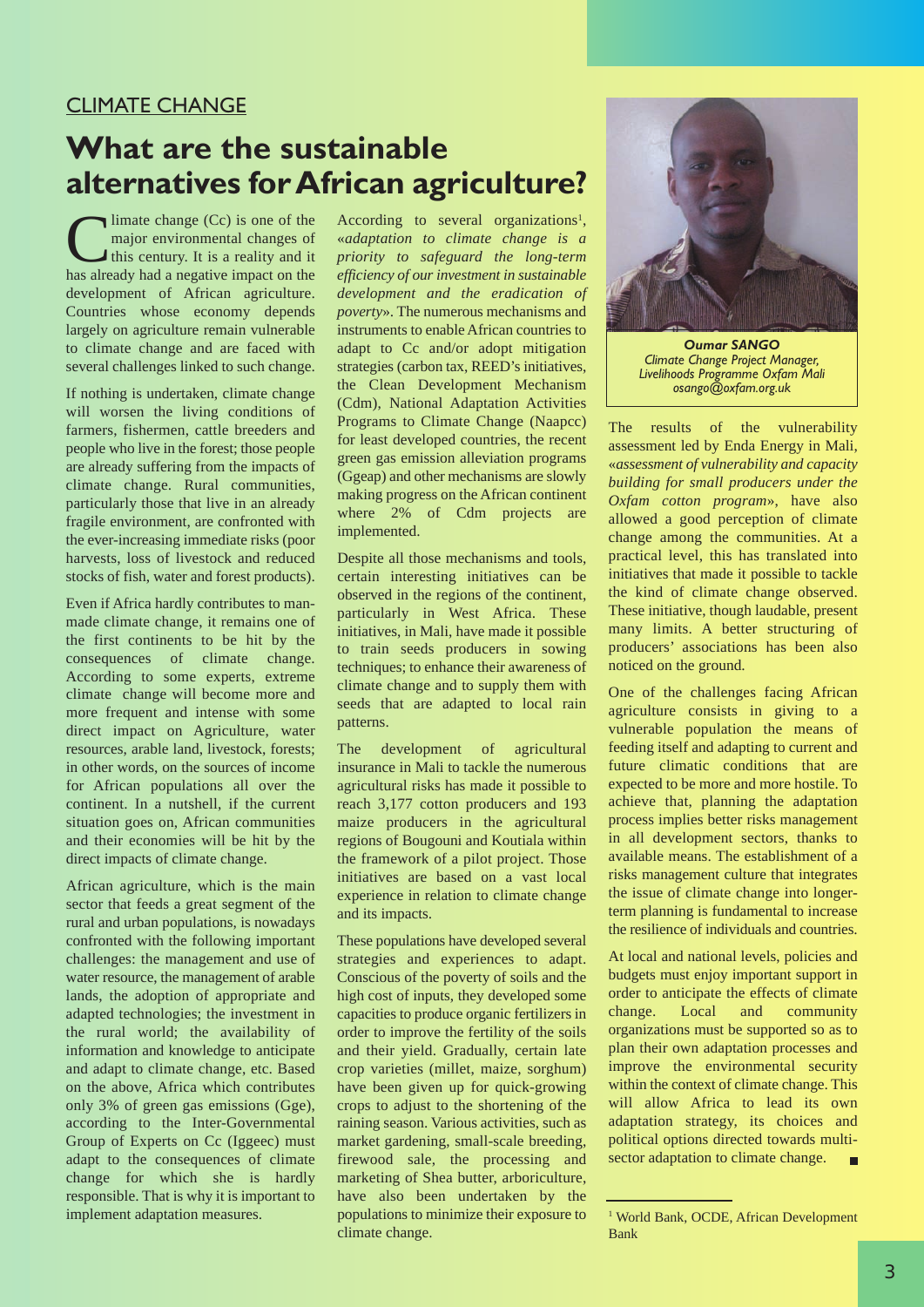CLIMATE CHANGE

# What are the sustainable alternatives for African agriculture?

Climate change (Cc) is one of the major environmental changes of this century. It is a reality and it has already had a negative impact on the development of African agriculture. Countries whose economy depends largely on agriculture remain vulnerable to climate change and are faced with several challenges linked to such change.

If nothing is undertaken, climate change will worsen the living conditions of farmers, fishermen, cattle breeders and people who live in the forest; those people are already suffering from the impacts of climate change. Rural communities, particularly those that live in an already fragile environment, are confronted with the ever-increasing immediate risks (poor harvests, loss of livestock and reduced stocks of fish, water and forest products).

Even if Africa hardly contributes to man-made climate change, it remains one of the first continents to be hit by the consequences of climate change. According to some experts, extreme climate change will become more and more frequent and intense with some direct impact on Agriculture, water resources, arable land, livestock, forests; in other words, on the sources of income for African populations all over the continent. In a nutshell, if the current situation goes on, African communities and their economies will be hit by the direct impacts of climate change.

African agriculture, which is the main sector that feeds a great segment of the rural and urban populations, is nowadays confronted with the following important challenges: the management and use of water resource, the management of arable lands, the adoption of appropriate and adapted technologies; the investment in the rural world; the availability of information and knowledge to anticipate and adapt to climate change, etc. Based on the above, Africa which contributes only 3% of green gas emissions (Gge), according to the Inter-Governmental Group of Experts on Cc (Iggeec) must adapt to the consequences of climate change for which she is hardly responsible. That is why it is important to implement adaptation measures.

According to several organizations[1], «*adaptation to climate change is a priority to safeguard the long-term efficiency of our investment in sustainable development and the eradication of poverty*». The numerous mechanisms and instruments to enable African countries to adapt to Cc and/or adopt mitigation strategies (carbon tax, REED's initiatives, the Clean Development Mechanism (Cdm), National Adaptation Activities Programs to Climate Change (Naapcc) for least developed countries, the recent green gas emission alleviation programs (Ggeap) and other mechanisms are slowly making progress on the African continent where 2% of Cdm projects are implemented.

Despite all those mechanisms and tools, certain interesting initiatives can be observed in the regions of the continent, particularly in West Africa. These initiatives, in Mali, have made it possible to train seeds producers in sowing techniques; to enhance their awareness of climate change and to supply them with seeds that are adapted to local rain patterns.

The development of agricultural insurance in Mali to tackle the numerous agricultural risks has made it possible to reach 3,177 cotton producers and 193 maize producers in the agricultural regions of Bougouni and Koutiala within the framework of a pilot project. Those initiatives are based on a vast local experience in relation to climate change and its impacts.

These populations have developed several strategies and experiences to adapt. Conscious of the poverty of soils and the high cost of inputs, they developed some capacities to produce organic fertilizers in order to improve the fertility of the soils and their yield. Gradually, certain late crop varieties (millet, maize, sorghum) have been given up for quick-growing crops to adjust to the shortening of the raining season. Various activities, such as market gardening, small-scale breeding, firewood sale, the processing and marketing of Shea butter, arboriculture, have also been undertaken by the populations to minimize their exposure to climate change.

***Oumar SANGO***
*Climate Change Project Manager, Livelihoods Programme Oxfam Mali*
*osango@oxfam.org.uk*

The results of the vulnerability assessment led by Enda Energy in Mali, «*assessment of vulnerability and capacity building for small producers under the Oxfam cotton program*», have also allowed a good perception of climate change among the communities. At a practical level, this has translated into initiatives that made it possible to tackle the kind of climate change observed. These initiative, though laudable, present many limits. A better structuring of producers' associations has been also noticed on the ground.

One of the challenges facing African agriculture consists in giving to a vulnerable population the means of feeding itself and adapting to current and future climatic conditions that are expected to be more and more hostile. To achieve that, planning the adaptation process implies better risks management in all development sectors, thanks to available means. The establishment of a risks management culture that integrates the issue of climate change into longer-term planning is fundamental to increase the resilience of individuals and countries.

At local and national levels, policies and budgets must enjoy important support in order to anticipate the effects of climate change. Local and community organizations must be supported so as to plan their own adaptation processes and improve the environmental security within the context of climate change. This will allow Africa to lead its own adaptation strategy, its choices and political options directed towards multi-sector adaptation to climate change.

---

[1] World Bank, OCDE, African Development Bank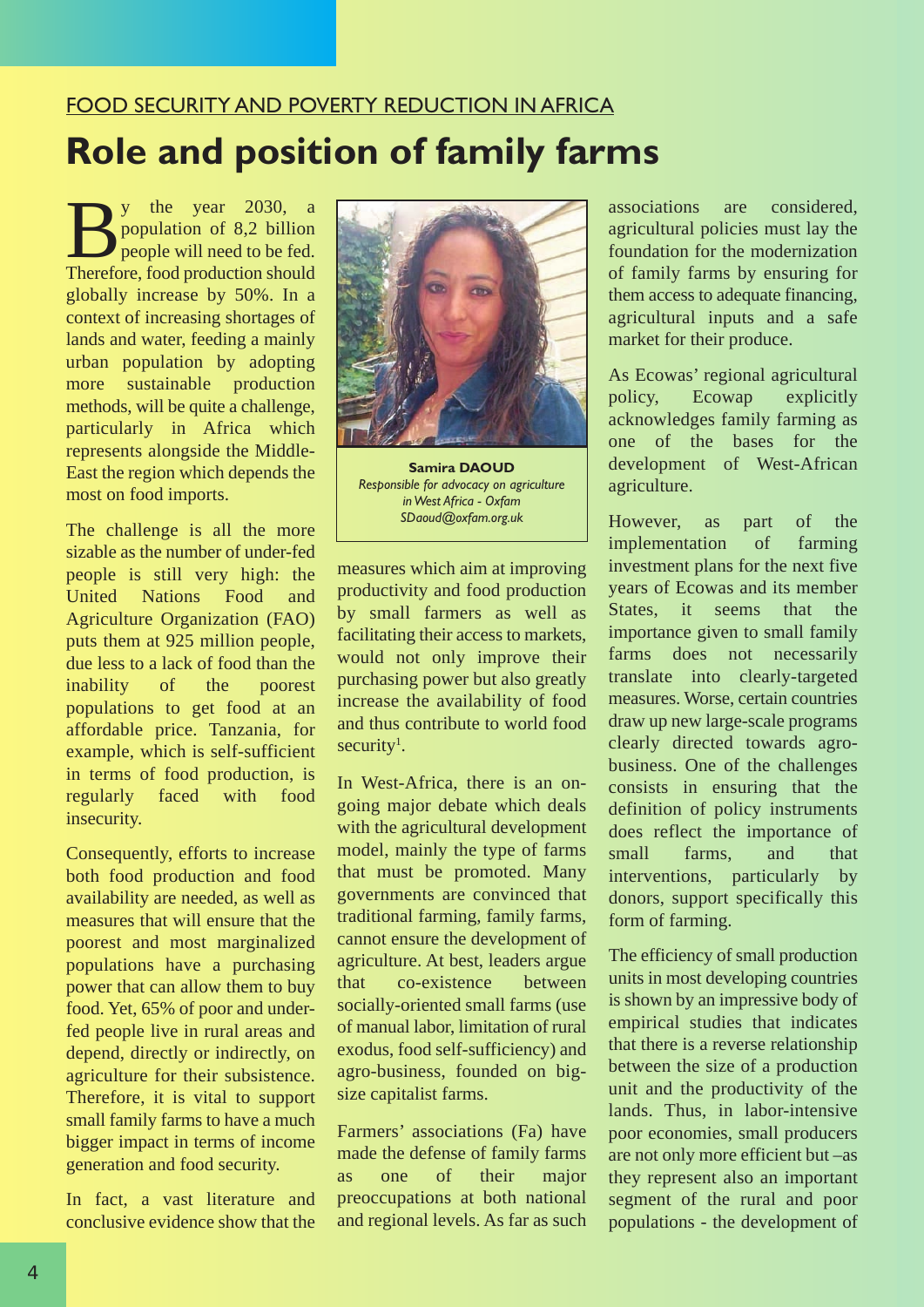FOOD SECURITY AND POVERTY REDUCTION IN AFRICA

# Role and position of family farms

By the year 2030, a population of 8,2 billion people will need to be fed. Therefore, food production should globally increase by 50%. In a context of increasing shortages of lands and water, feeding a mainly urban population by adopting more sustainable production methods, will be quite a challenge, particularly in Africa which represents alongside the Middle-East the region which depends the most on food imports.

The challenge is all the more sizable as the number of under-fed people is still very high: the United Nations Food and Agriculture Organization (FAO) puts them at 925 million people, due less to a lack of food than the inability of the poorest populations to get food at an affordable price. Tanzania, for example, which is self-sufficient in terms of food production, is regularly faced with food insecurity.

Consequently, efforts to increase both food production and food availability are needed, as well as measures that will ensure that the poorest and most marginalized populations have a purchasing power that can allow them to buy food. Yet, 65% of poor and under-fed people live in rural areas and depend, directly or indirectly, on agriculture for their subsistence. Therefore, it is vital to support small family farms to have a much bigger impact in terms of income generation and food security.

In fact, a vast literature and conclusive evidence show that the measures which aim at improving productivity and food production by small farmers as well as facilitating their access to markets, would not only improve their purchasing power but also greatly increase the availability of food and thus contribute to world food security[1].

**Samira DAOUD**
*Responsible for advocacy on agriculture in West Africa - Oxfam*
*SDaoud@oxfam.org.uk*

In West-Africa, there is an on-going major debate which deals with the agricultural development model, mainly the type of farms that must be promoted. Many governments are convinced that traditional farming, family farms, cannot ensure the development of agriculture. At best, leaders argue that co-existence between socially-oriented small farms (use of manual labor, limitation of rural exodus, food self-sufficiency) and agro-business, founded on big-size capitalist farms.

Farmers' associations (Fa) have made the defense of family farms as one of their major preoccupations at both national and regional levels. As far as such associations are considered, agricultural policies must lay the foundation for the modernization of family farms by ensuring for them access to adequate financing, agricultural inputs and a safe market for their produce.

As Ecowas' regional agricultural policy, Ecowap explicitly acknowledges family farming as one of the bases for the development of West-African agriculture.

However, as part of the implementation of farming investment plans for the next five years of Ecowas and its member States, it seems that the importance given to small family farms does not necessarily translate into clearly-targeted measures. Worse, certain countries draw up new large-scale programs clearly directed towards agro-business. One of the challenges consists in ensuring that the definition of policy instruments does reflect the importance of small farms, and that interventions, particularly by donors, support specifically this form of farming.

The efficiency of small production units in most developing countries is shown by an impressive body of empirical studies that indicates that there is a reverse relationship between the size of a production unit and the productivity of the lands. Thus, in labor-intensive poor economies, small producers are not only more efficient but –as they represent also an important segment of the rural and poor populations - the development of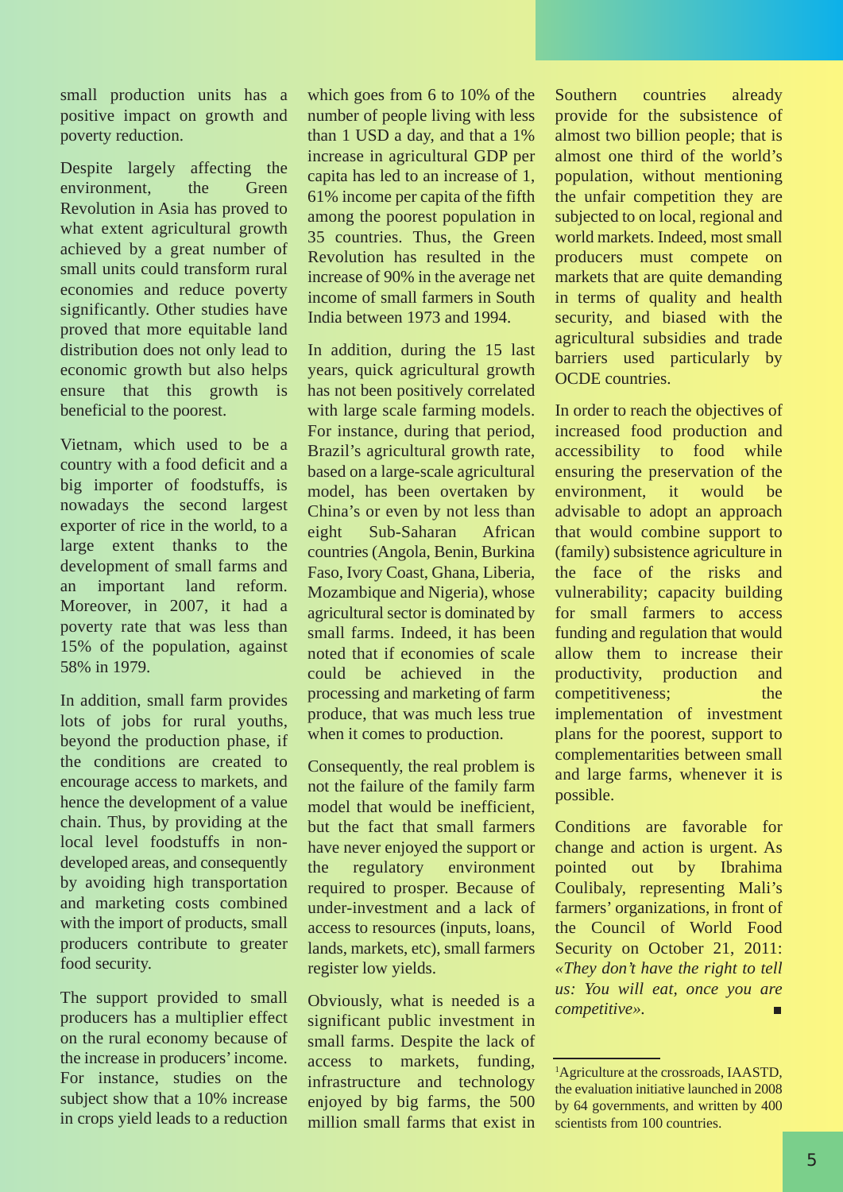small production units has a positive impact on growth and poverty reduction.

Despite largely affecting the environment, the Green Revolution in Asia has proved to what extent agricultural growth achieved by a great number of small units could transform rural economies and reduce poverty significantly. Other studies have proved that more equitable land distribution does not only lead to economic growth but also helps ensure that this growth is beneficial to the poorest.

Vietnam, which used to be a country with a food deficit and a big importer of foodstuffs, is nowadays the second largest exporter of rice in the world, to a large extent thanks to the development of small farms and an important land reform. Moreover, in 2007, it had a poverty rate that was less than 15% of the population, against 58% in 1979.

In addition, small farm provides lots of jobs for rural youths, beyond the production phase, if the conditions are created to encourage access to markets, and hence the development of a value chain. Thus, by providing at the local level foodstuffs in non-developed areas, and consequently by avoiding high transportation and marketing costs combined with the import of products, small producers contribute to greater food security.

The support provided to small producers has a multiplier effect on the rural economy because of the increase in producers' income. For instance, studies on the subject show that a 10% increase in crops yield leads to a reduction which goes from 6 to 10% of the number of people living with less than 1 USD a day, and that a 1% increase in agricultural GDP per capita has led to an increase of 1, 61% income per capita of the fifth among the poorest population in 35 countries. Thus, the Green Revolution has resulted in the increase of 90% in the average net income of small farmers in South India between 1973 and 1994.

In addition, during the 15 last years, quick agricultural growth has not been positively correlated with large scale farming models. For instance, during that period, Brazil's agricultural growth rate, based on a large-scale agricultural model, has been overtaken by China's or even by not less than eight Sub-Saharan African countries (Angola, Benin, Burkina Faso, Ivory Coast, Ghana, Liberia, Mozambique and Nigeria), whose agricultural sector is dominated by small farms. Indeed, it has been noted that if economies of scale could be achieved in the processing and marketing of farm produce, that was much less true when it comes to production.

Consequently, the real problem is not the failure of the family farm model that would be inefficient, but the fact that small farmers have never enjoyed the support or the regulatory environment required to prosper. Because of under-investment and a lack of access to resources (inputs, loans, lands, markets, etc), small farmers register low yields.

Obviously, what is needed is a significant public investment in small farms. Despite the lack of access to markets, funding, infrastructure and technology enjoyed by big farms, the 500 million small farms that exist in Southern countries already provide for the subsistence of almost two billion people; that is almost one third of the world's population, without mentioning the unfair competition they are subjected to on local, regional and world markets. Indeed, most small producers must compete on markets that are quite demanding in terms of quality and health security, and biased with the agricultural subsidies and trade barriers used particularly by OCDE countries.

In order to reach the objectives of increased food production and accessibility to food while ensuring the preservation of the environment, it would be advisable to adopt an approach that would combine support to (family) subsistence agriculture in the face of the risks and vulnerability; capacity building for small farmers to access funding and regulation that would allow them to increase their productivity, production and competitiveness; the implementation of investment plans for the poorest, support to complementarities between small and large farms, whenever it is possible.

Conditions are favorable for change and action is urgent. As pointed out by Ibrahima Coulibaly, representing Mali's farmers' organizations, in front of the Council of World Food Security on October 21, 2011: *«They don't have the right to tell us: You will eat, once you are competitive».* ■

---

[1]Agriculture at the crossroads, IAASTD, the evaluation initiative launched in 2008 by 64 governments, and written by 400 scientists from 100 countries.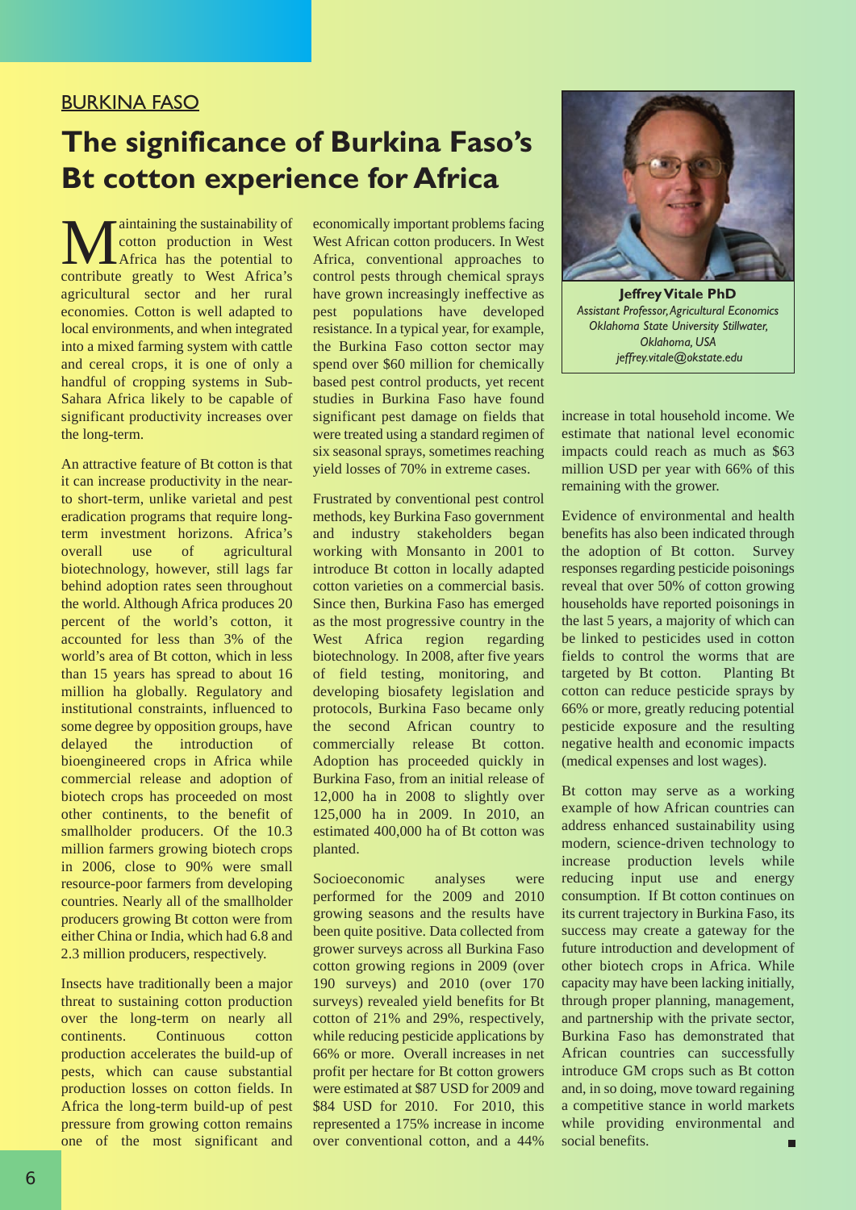BURKINA FASO

# The significance of Burkina Faso's Bt cotton experience for Africa

**Jeffrey Vitale PhD**
*Assistant Professor, Agricultural Economics*
*Oklahoma State University Stillwater, Oklahoma, USA*
*jeffrey.vitale@okstate.edu*

Maintaining the sustainability of cotton production in West Africa has the potential to contribute greatly to West Africa's agricultural sector and her rural economies. Cotton is well adapted to local environments, and when integrated into a mixed farming system with cattle and cereal crops, it is one of only a handful of cropping systems in Sub-Sahara Africa likely to be capable of significant productivity increases over the long-term.

An attractive feature of Bt cotton is that it can increase productivity in the near- to short-term, unlike varietal and pest eradication programs that require long-term investment horizons. Africa's overall use of agricultural biotechnology, however, still lags far behind adoption rates seen throughout the world. Although Africa produces 20 percent of the world's cotton, it accounted for less than 3% of the world's area of Bt cotton, which in less than 15 years has spread to about 16 million ha globally. Regulatory and institutional constraints, influenced to some degree by opposition groups, have delayed the introduction of bioengineered crops in Africa while commercial release and adoption of biotech crops has proceeded on most other continents, to the benefit of smallholder producers. Of the 10.3 million farmers growing biotech crops in 2006, close to 90% were small resource-poor farmers from developing countries. Nearly all of the smallholder producers growing Bt cotton were from either China or India, which had 6.8 and 2.3 million producers, respectively.

Insects have traditionally been a major threat to sustaining cotton production over the long-term on nearly all continents. Continuous cotton production accelerates the build-up of pests, which can cause substantial production losses on cotton fields. In Africa the long-term build-up of pest pressure from growing cotton remains one of the most significant and economically important problems facing West African cotton producers. In West Africa, conventional approaches to control pests through chemical sprays have grown increasingly ineffective as pest populations have developed resistance. In a typical year, for example, the Burkina Faso cotton sector may spend over $60 million for chemically based pest control products, yet recent studies in Burkina Faso have found significant pest damage on fields that were treated using a standard regimen of six seasonal sprays, sometimes reaching yield losses of 70% in extreme cases.

Frustrated by conventional pest control methods, key Burkina Faso government and industry stakeholders began working with Monsanto in 2001 to introduce Bt cotton in locally adapted cotton varieties on a commercial basis. Since then, Burkina Faso has emerged as the most progressive country in the West Africa region regarding biotechnology. In 2008, after five years of field testing, monitoring, and developing biosafety legislation and protocols, Burkina Faso became only the second African country to commercially release Bt cotton. Adoption has proceeded quickly in Burkina Faso, from an initial release of 12,000 ha in 2008 to slightly over 125,000 ha in 2009. In 2010, an estimated 400,000 ha of Bt cotton was planted.

Socioeconomic analyses were performed for the 2009 and 2010 growing seasons and the results have been quite positive. Data collected from grower surveys across all Burkina Faso cotton growing regions in 2009 (over 190 surveys) and 2010 (over 170 surveys) revealed yield benefits for Bt cotton of 21% and 29%, respectively, while reducing pesticide applications by 66% or more. Overall increases in net profit per hectare for Bt cotton growers were estimated at $87 USD for 2009 and $84 USD for 2010. For 2010, this represented a 175% increase in income over conventional cotton, and a 44% increase in total household income. We estimate that national level economic impacts could reach as much as $63 million USD per year with 66% of this remaining with the grower.

Evidence of environmental and health benefits has also been indicated through the adoption of Bt cotton. Survey responses regarding pesticide poisonings reveal that over 50% of cotton growing households have reported poisonings in the last 5 years, a majority of which can be linked to pesticides used in cotton fields to control the worms that are targeted by Bt cotton. Planting Bt cotton can reduce pesticide sprays by 66% or more, greatly reducing potential pesticide exposure and the resulting negative health and economic impacts (medical expenses and lost wages).

Bt cotton may serve as a working example of how African countries can address enhanced sustainability using modern, science-driven technology to increase production levels while reducing input use and energy consumption. If Bt cotton continues on its current trajectory in Burkina Faso, its success may create a gateway for the future introduction and development of other biotech crops in Africa. While capacity may have been lacking initially, through proper planning, management, and partnership with the private sector, Burkina Faso has demonstrated that African countries can successfully introduce GM crops such as Bt cotton and, in so doing, move toward regaining a competitive stance in world markets while providing environmental and social benefits.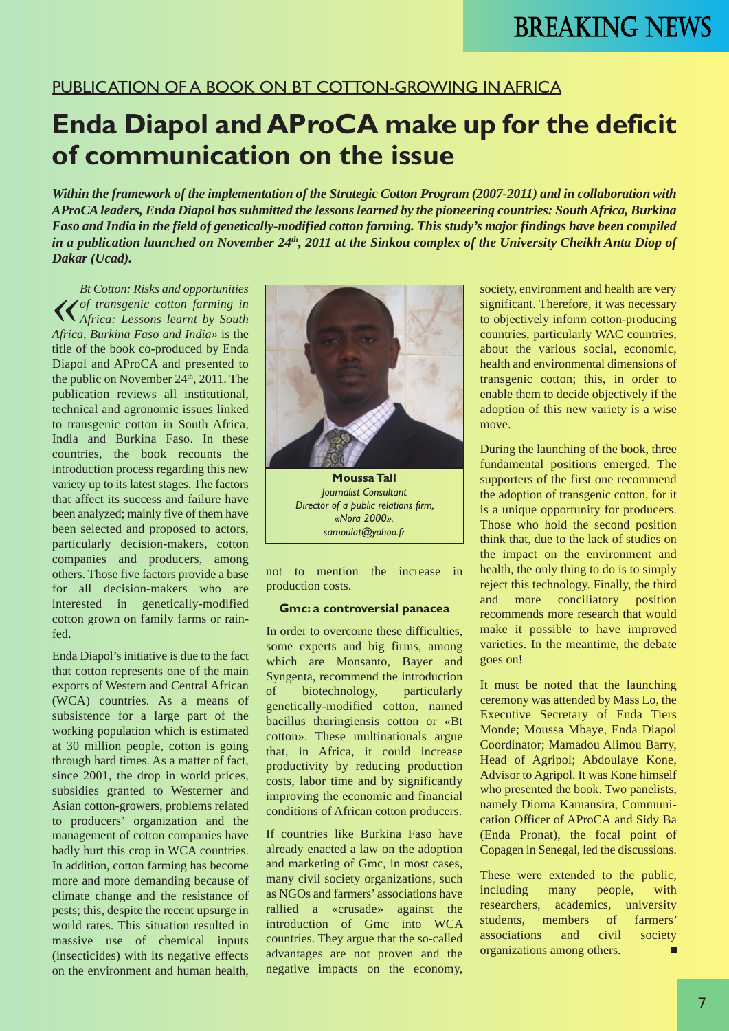BREAKING NEWS

PUBLICATION OF A BOOK ON BT COTTON-GROWING IN AFRICA

# Enda Diapol and AProCA make up for the deficit of communication on the issue

***Within the framework of the implementation of the Strategic Cotton Program (2007-2011) and in collaboration with AProCA leaders, Enda Diapol has submitted the lessons learned by the pioneering countries: South Africa, Burkina Faso and India in the field of genetically-modified cotton farming. This study's major findings have been compiled in a publication launched on November 24th, 2011 at the Sinkou complex of the University Cheikh Anta Diop of Dakar (Ucad).***

«*Bt Cotton: Risks and opportunities of transgenic cotton farming in Africa: Lessons learnt by South Africa, Burkina Faso and India*» is the title of the book co-produced by Enda Diapol and AProCA and presented to the public on November 24th, 2011. The publication reviews all institutional, technical and agronomic issues linked to transgenic cotton in South Africa, India and Burkina Faso. In these countries, the book recounts the introduction process regarding this new variety up to its latest stages. The factors that affect its success and failure have been analyzed; mainly five of them have been selected and proposed to actors, particularly decision-makers, cotton companies and producers, among others. Those five factors provide a base for all decision-makers who are interested in genetically-modified cotton grown on family farms or rain-fed.

Enda Diapol's initiative is due to the fact that cotton represents one of the main exports of Western and Central African (WCA) countries. As a means of subsistence for a large part of the working population which is estimated at 30 million people, cotton is going through hard times. As a matter of fact, since 2001, the drop in world prices, subsidies granted to Westerner and Asian cotton-growers, problems related to producers' organization and the management of cotton companies have badly hurt this crop in WCA countries. In addition, cotton farming has become more and more demanding because of climate change and the resistance of pests; this, despite the recent upsurge in world rates. This situation resulted in massive use of chemical inputs (insecticides) with its negative effects on the environment and human health, not to mention the increase in production costs.

**Moussa Tall**
*Journalist Consultant*
*Director of a public relations firm, «Nora 2000».*
*samoulat@yahoo.fr*

### Gmc: a controversial panacea

In order to overcome these difficulties, some experts and big firms, among which are Monsanto, Bayer and Syngenta, recommend the introduction of biotechnology, particularly genetically-modified cotton, named bacillus thuringiensis cotton or «Bt cotton». These multinationals argue that, in Africa, it could increase productivity by reducing production costs, labor time and by significantly improving the economic and financial conditions of African cotton producers.

If countries like Burkina Faso have already enacted a law on the adoption and marketing of Gmc, in most cases, many civil society organizations, such as NGOs and farmers' associations have rallied a «crusade» against the introduction of Gmc into WCA countries. They argue that the so-called advantages are not proven and the negative impacts on the economy, society, environment and health are very significant. Therefore, it was necessary to objectively inform cotton-producing countries, particularly WAC countries, about the various social, economic, health and environmental dimensions of transgenic cotton; this, in order to enable them to decide objectively if the adoption of this new variety is a wise move.

During the launching of the book, three fundamental positions emerged. The supporters of the first one recommend the adoption of transgenic cotton, for it is a unique opportunity for producers. Those who hold the second position think that, due to the lack of studies on the impact on the environment and health, the only thing to do is to simply reject this technology. Finally, the third and more conciliatory position recommends more research that would make it possible to have improved varieties. In the meantime, the debate goes on!

It must be noted that the launching ceremony was attended by Mass Lo, the Executive Secretary of Enda Tiers Monde; Moussa Mbaye, Enda Diapol Coordinator; Mamadou Alimou Barry, Head of Agripol; Abdoulaye Kone, Advisor to Agripol. It was Kone himself who presented the book. Two panelists, namely Dioma Kamansira, Communication Officer of AProCA and Sidy Ba (Enda Pronat), the focal point of Copagen in Senegal, led the discussions.

These were extended to the public, including many people, with researchers, academics, university students, members of farmers' associations and civil society organizations among others.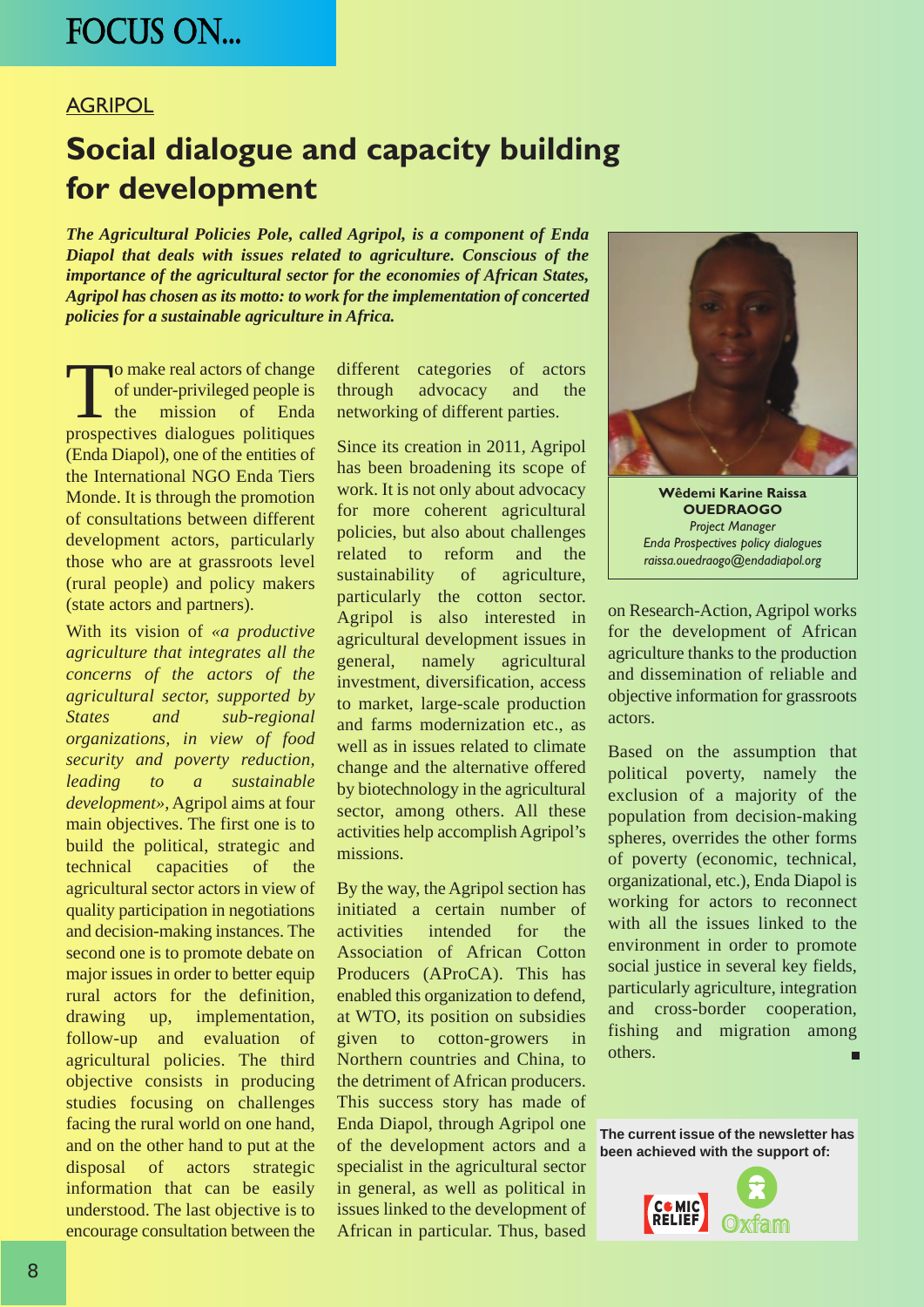# FOCUS ON...

AGRIPOL

## Social dialogue and capacity building for development

***The Agricultural Policies Pole, called Agripol, is a component of Enda Diapol that deals with issues related to agriculture. Conscious of the importance of the agricultural sector for the economies of African States, Agripol has chosen as its motto: to work for the implementation of concerted policies for a sustainable agriculture in Africa.***

To make real actors of change of under-privileged people is the mission of Enda prospectives dialogues politiques (Enda Diapol), one of the entities of the International NGO Enda Tiers Monde. It is through the promotion of consultations between different development actors, particularly those who are at grassroots level (rural people) and policy makers (state actors and partners).

With its vision of *«a productive agriculture that integrates all the concerns of the actors of the agricultural sector, supported by States and sub-regional organizations, in view of food security and poverty reduction, leading to a sustainable development»,* Agripol aims at four main objectives. The first one is to build the political, strategic and technical capacities of the agricultural sector actors in view of quality participation in negotiations and decision-making instances. The second one is to promote debate on major issues in order to better equip rural actors for the definition, drawing up, implementation, follow-up and evaluation of agricultural policies. The third objective consists in producing studies focusing on challenges facing the rural world on one hand, and on the other hand to put at the disposal of actors strategic information that can be easily understood. The last objective is to encourage consultation between the different categories of actors through advocacy and the networking of different parties.

Since its creation in 2011, Agripol has been broadening its scope of work. It is not only about advocacy for more coherent agricultural policies, but also about challenges related to reform and the sustainability of agriculture, particularly the cotton sector. Agripol is also interested in agricultural development issues in general, namely agricultural investment, diversification, access to market, large-scale production and farms modernization etc., as well as in issues related to climate change and the alternative offered by biotechnology in the agricultural sector, among others. All these activities help accomplish Agripol's missions.

By the way, the Agripol section has initiated a certain number of activities intended for the Association of African Cotton Producers (AProCA). This has enabled this organization to defend, at WTO, its position on subsidies given to cotton-growers in Northern countries and China, to the detriment of African producers. This success story has made of Enda Diapol, through Agripol one of the development actors and a specialist in the agricultural sector in general, as well as political in issues linked to the development of African in particular. Thus, based on Research-Action, Agripol works for the development of African agriculture thanks to the production and dissemination of reliable and objective information for grassroots actors.

Based on the assumption that political poverty, namely the exclusion of a majority of the population from decision-making spheres, overrides the other forms of poverty (economic, technical, organizational, etc.), Enda Diapol is working for actors to reconnect with all the issues linked to the environment in order to promote social justice in several key fields, particularly agriculture, integration and cross-border cooperation, fishing and migration among others.

**Wêdemi Karine Raissa OUEDRAOGO**
*Project Manager*
*Enda Prospectives policy dialogues*
*raissa.ouedraogo@endadiapol.org*

**The current issue of the newsletter has been achieved with the support of:**

COMIC RELIEF
Oxfam